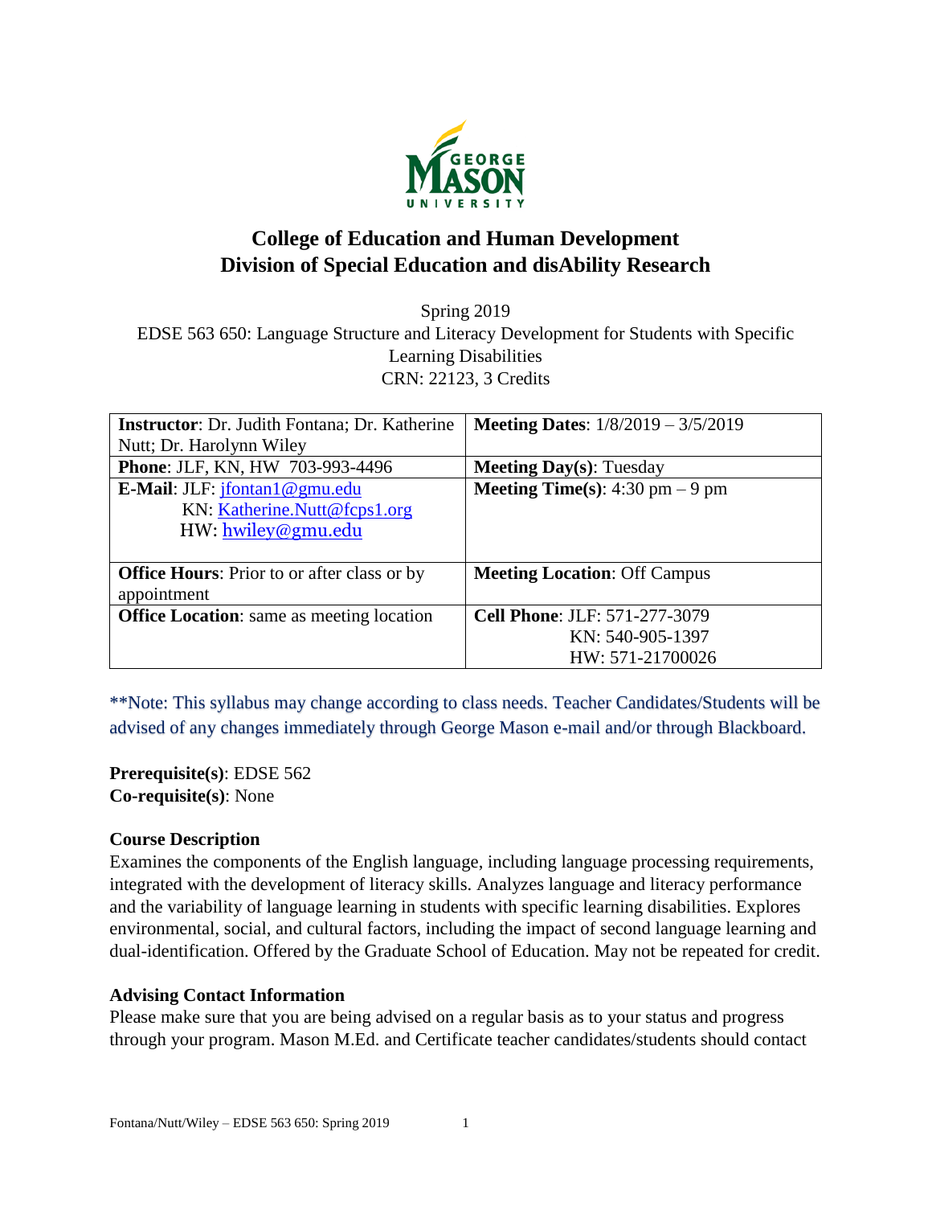# College of Education and Human Development
# Division of Special Education and disAbility Research

Spring 2019

EDSE 563 650: Language Structure and Literacy Development for Students with Specific Learning Disabilities

CRN: 22123, 3 Credits

| **Instructor**: Dr. Judith Fontana; Dr. Katherine Nutt; Dr. Harolynn Wiley | **Meeting Dates**: 1/8/2019 – 3/5/2019 |
|---|---|
| **Phone**: JLF, KN, HW 703-993-4496 | **Meeting Day(s)**: Tuesday |
| **E-Mail**: JLF: jfontan1@gmu.edu<br>KN: Katherine.Nutt@fcps1.org<br>HW: hwiley@gmu.edu | **Meeting Time(s)**: 4:30 pm – 9 pm |
| **Office Hours**: Prior to or after class or by appointment | **Meeting Location**: Off Campus |
| **Office Location**: same as meeting location | **Cell Phone**: JLF: 571-277-3079<br>KN: 540-905-1397<br>HW: 571-21700026 |

**Note: This syllabus may change according to class needs. Teacher Candidates/Students will be advised of any changes immediately through George Mason e-mail and/or through Blackboard.

**Prerequisite(s)**: EDSE 562
**Co-requisite(s)**: None

### Course Description

Examines the components of the English language, including language processing requirements, integrated with the development of literacy skills. Analyzes language and literacy performance and the variability of language learning in students with specific learning disabilities. Explores environmental, social, and cultural factors, including the impact of second language learning and dual-identification. Offered by the Graduate School of Education. May not be repeated for credit.

### Advising Contact Information

Please make sure that you are being advised on a regular basis as to your status and progress through your program. Mason M.Ed. and Certificate teacher candidates/students should contact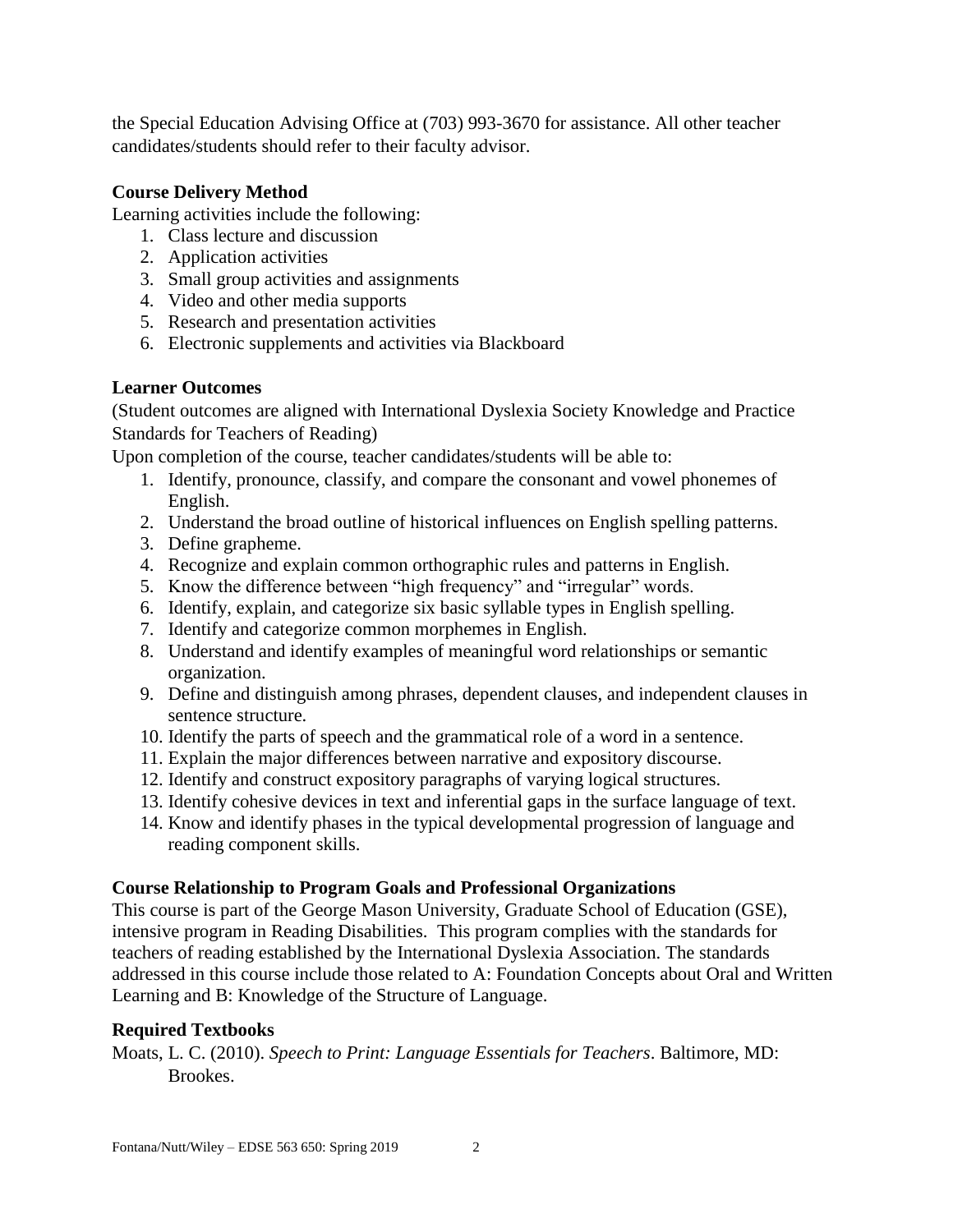the Special Education Advising Office at (703) 993-3670 for assistance. All other teacher candidates/students should refer to their faculty advisor.

### Course Delivery Method

Learning activities include the following:

1. Class lecture and discussion
2. Application activities
3. Small group activities and assignments
4. Video and other media supports
5. Research and presentation activities
6. Electronic supplements and activities via Blackboard

### Learner Outcomes

(Student outcomes are aligned with International Dyslexia Society Knowledge and Practice Standards for Teachers of Reading)

Upon completion of the course, teacher candidates/students will be able to:

1. Identify, pronounce, classify, and compare the consonant and vowel phonemes of English.
2. Understand the broad outline of historical influences on English spelling patterns.
3. Define grapheme.
4. Recognize and explain common orthographic rules and patterns in English.
5. Know the difference between "high frequency" and "irregular" words.
6. Identify, explain, and categorize six basic syllable types in English spelling.
7. Identify and categorize common morphemes in English.
8. Understand and identify examples of meaningful word relationships or semantic organization.
9. Define and distinguish among phrases, dependent clauses, and independent clauses in sentence structure.
10. Identify the parts of speech and the grammatical role of a word in a sentence.
11. Explain the major differences between narrative and expository discourse.
12. Identify and construct expository paragraphs of varying logical structures.
13. Identify cohesive devices in text and inferential gaps in the surface language of text.
14. Know and identify phases in the typical developmental progression of language and reading component skills.

### Course Relationship to Program Goals and Professional Organizations

This course is part of the George Mason University, Graduate School of Education (GSE), intensive program in Reading Disabilities. This program complies with the standards for teachers of reading established by the International Dyslexia Association. The standards addressed in this course include those related to A: Foundation Concepts about Oral and Written Learning and B: Knowledge of the Structure of Language.

### Required Textbooks

Moats, L. C. (2010). *Speech to Print: Language Essentials for Teachers*. Baltimore, MD: Brookes.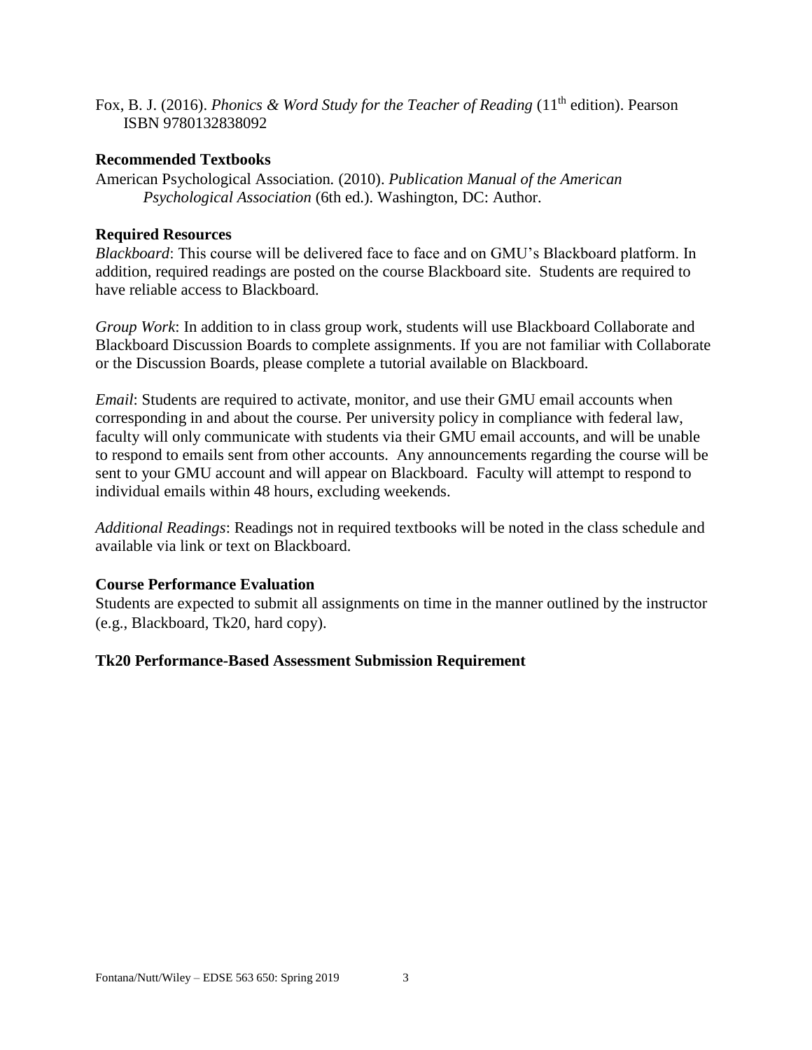Fox, B. J. (2016). *Phonics & Word Study for the Teacher of Reading* (11th edition). Pearson ISBN 9780132838092

**Recommended Textbooks**

American Psychological Association. (2010). *Publication Manual of the American Psychological Association* (6th ed.). Washington, DC: Author.

**Required Resources**

*Blackboard*: This course will be delivered face to face and on GMU's Blackboard platform. In addition, required readings are posted on the course Blackboard site. Students are required to have reliable access to Blackboard.

*Group Work*: In addition to in class group work, students will use Blackboard Collaborate and Blackboard Discussion Boards to complete assignments. If you are not familiar with Collaborate or the Discussion Boards, please complete a tutorial available on Blackboard.

*Email*: Students are required to activate, monitor, and use their GMU email accounts when corresponding in and about the course. Per university policy in compliance with federal law, faculty will only communicate with students via their GMU email accounts, and will be unable to respond to emails sent from other accounts. Any announcements regarding the course will be sent to your GMU account and will appear on Blackboard. Faculty will attempt to respond to individual emails within 48 hours, excluding weekends.

*Additional Readings*: Readings not in required textbooks will be noted in the class schedule and available via link or text on Blackboard.

**Course Performance Evaluation**

Students are expected to submit all assignments on time in the manner outlined by the instructor (e.g., Blackboard, Tk20, hard copy).

**Tk20 Performance-Based Assessment Submission Requirement**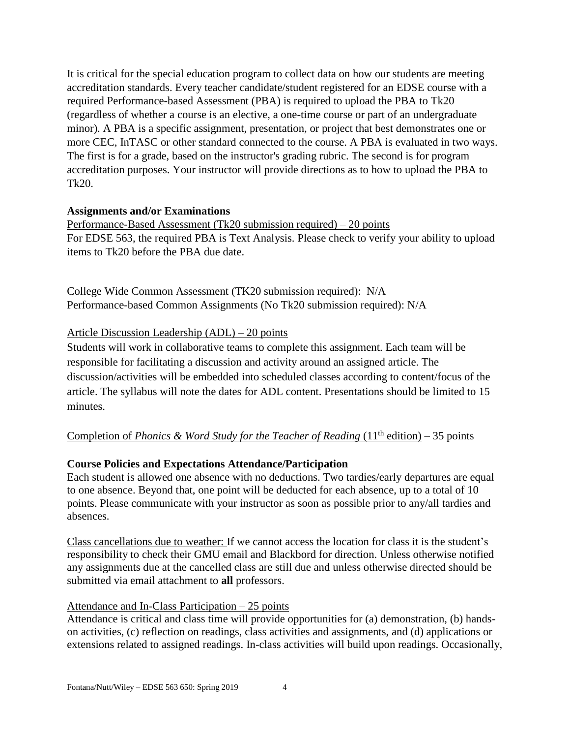It is critical for the special education program to collect data on how our students are meeting accreditation standards. Every teacher candidate/student registered for an EDSE course with a required Performance-based Assessment (PBA) is required to upload the PBA to Tk20 (regardless of whether a course is an elective, a one-time course or part of an undergraduate minor). A PBA is a specific assignment, presentation, or project that best demonstrates one or more CEC, InTASC or other standard connected to the course. A PBA is evaluated in two ways. The first is for a grade, based on the instructor's grading rubric. The second is for program accreditation purposes. Your instructor will provide directions as to how to upload the PBA to Tk20.

**Assignments and/or Examinations**

Performance-Based Assessment (Tk20 submission required) – 20 points

For EDSE 563, the required PBA is Text Analysis. Please check to verify your ability to upload items to Tk20 before the PBA due date.

College Wide Common Assessment (TK20 submission required): N/A

Performance-based Common Assignments (No Tk20 submission required): N/A

Article Discussion Leadership (ADL) – 20 points

Students will work in collaborative teams to complete this assignment. Each team will be responsible for facilitating a discussion and activity around an assigned article. The discussion/activities will be embedded into scheduled classes according to content/focus of the article. The syllabus will note the dates for ADL content. Presentations should be limited to 15 minutes.

Completion of *Phonics & Word Study for the Teacher of Reading* (11th edition) – 35 points

**Course Policies and Expectations Attendance/Participation**

Each student is allowed one absence with no deductions. Two tardies/early departures are equal to one absence. Beyond that, one point will be deducted for each absence, up to a total of 10 points. Please communicate with your instructor as soon as possible prior to any/all tardies and absences.

Class cancellations due to weather: If we cannot access the location for class it is the student's responsibility to check their GMU email and Blackbord for direction. Unless otherwise notified any assignments due at the cancelled class are still due and unless otherwise directed should be submitted via email attachment to **all** professors.

Attendance and In-Class Participation – 25 points

Attendance is critical and class time will provide opportunities for (a) demonstration, (b) hands-on activities, (c) reflection on readings, class activities and assignments, and (d) applications or extensions related to assigned readings. In-class activities will build upon readings. Occasionally,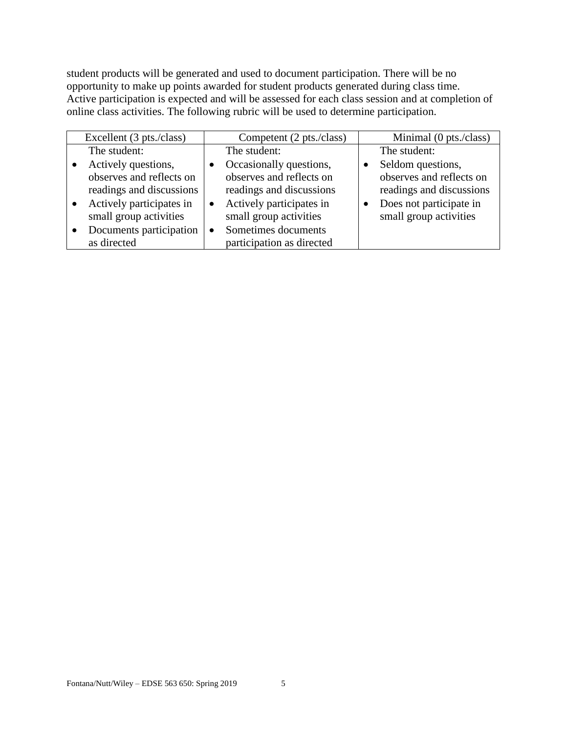student products will be generated and used to document participation. There will be no opportunity to make up points awarded for student products generated during class time. Active participation is expected and will be assessed for each class session and at completion of online class activities. The following rubric will be used to determine participation.

| Excellent (3 pts./class) | Competent (2 pts./class) | Minimal (0 pts./class) |
|---|---|---|
| The student:<br>• Actively questions, observes and reflects on readings and discussions<br>• Actively participates in small group activities<br>• Documents participation as directed | The student:<br>• Occasionally questions, observes and reflects on readings and discussions<br>• Actively participates in small group activities<br>• Sometimes documents participation as directed | The student:<br>• Seldom questions, observes and reflects on readings and discussions<br>• Does not participate in small group activities |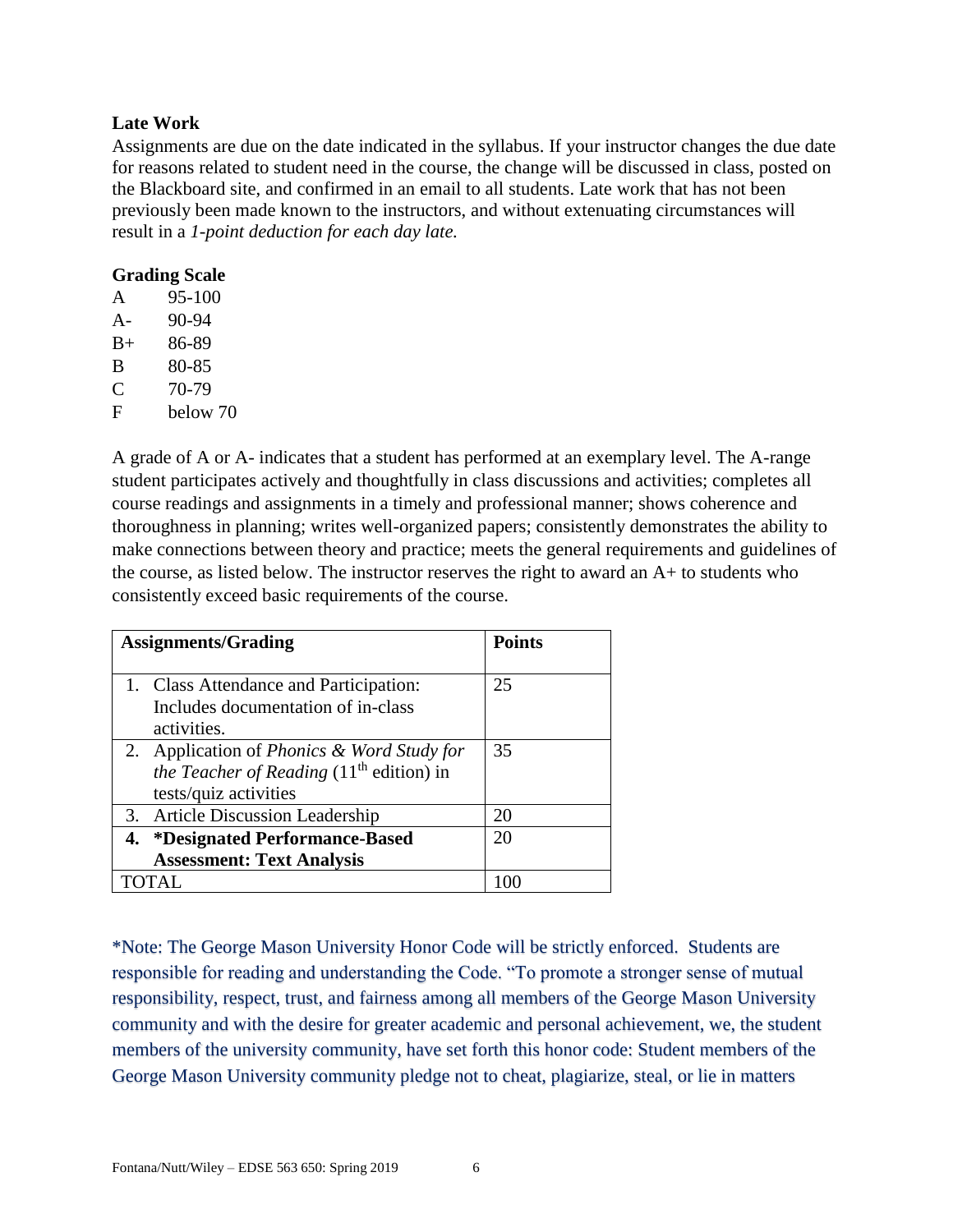### Late Work

Assignments are due on the date indicated in the syllabus. If your instructor changes the due date for reasons related to student need in the course, the change will be discussed in class, posted on the Blackboard site, and confirmed in an email to all students. Late work that has not been previously been made known to the instructors, and without extenuating circumstances will result in a *1-point deduction for each day late.*

### Grading Scale

| | |
|---|---|
| A | 95-100 |
| A- | 90-94 |
| B+ | 86-89 |
| B | 80-85 |
| C | 70-79 |
| F | below 70 |

A grade of A or A- indicates that a student has performed at an exemplary level. The A-range student participates actively and thoughtfully in class discussions and activities; completes all course readings and assignments in a timely and professional manner; shows coherence and thoroughness in planning; writes well-organized papers; consistently demonstrates the ability to make connections between theory and practice; meets the general requirements and guidelines of the course, as listed below. The instructor reserves the right to award an A+ to students who consistently exceed basic requirements of the course.

| **Assignments/Grading** | **Points** |
|---|---|
| 1. Class Attendance and Participation: Includes documentation of in-class activities. | 25 |
| 2. Application of *Phonics & Word Study for the Teacher of Reading* (11th edition) in tests/quiz activities | 35 |
| 3. Article Discussion Leadership | 20 |
| **4. \*Designated Performance-Based Assessment: Text Analysis** | 20 |
| TOTAL | 100 |

*Note: The George Mason University Honor Code will be strictly enforced. Students are responsible for reading and understanding the Code. "To promote a stronger sense of mutual responsibility, respect, trust, and fairness among all members of the George Mason University community and with the desire for greater academic and personal achievement, we, the student members of the university community, have set forth this honor code: Student members of the George Mason University community pledge not to cheat, plagiarize, steal, or lie in matters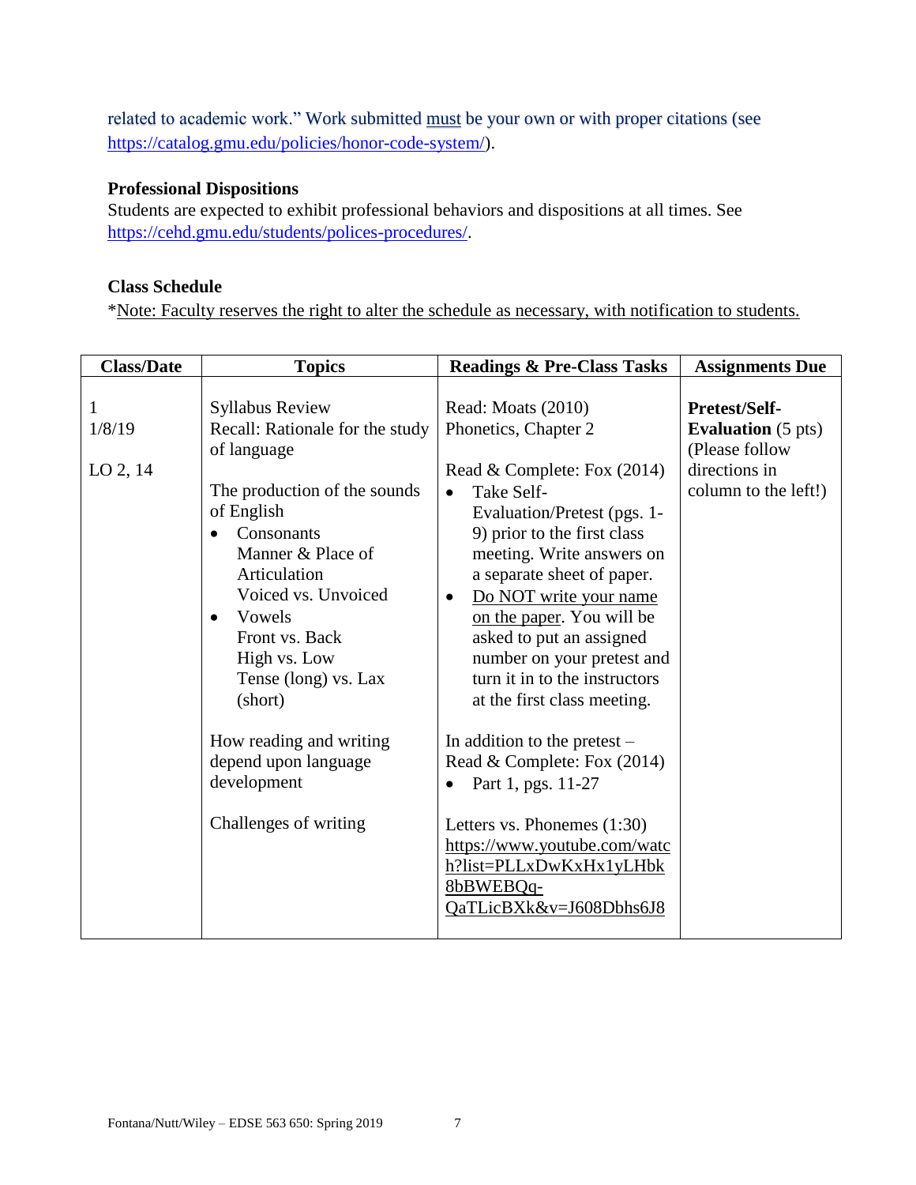related to academic work." Work submitted must be your own or with proper citations (see https://catalog.gmu.edu/policies/honor-code-system/).

### Professional Dispositions

Students are expected to exhibit professional behaviors and dispositions at all times. See https://cehd.gmu.edu/students/polices-procedures/.

### Class Schedule

*Note: Faculty reserves the right to alter the schedule as necessary, with notification to students.

| Class/Date | Topics | Readings & Pre-Class Tasks | Assignments Due |
|---|---|---|---|
| 1<br>1/8/19<br><br>LO 2, 14 | Syllabus Review<br>Recall: Rationale for the study of language<br><br>The production of the sounds of English<br>• Consonants<br>Manner & Place of Articulation<br>Voiced vs. Unvoiced<br>• Vowels<br>Front vs. Back<br>High vs. Low<br>Tense (long) vs. Lax (short)<br><br>How reading and writing depend upon language development<br><br>Challenges of writing | Read: Moats (2010) Phonetics, Chapter 2<br><br>Read & Complete: Fox (2014)<br>• Take Self-Evaluation/Pretest (pgs. 1-9) prior to the first class meeting. Write answers on a separate sheet of paper.<br>• Do NOT write your name on the paper. You will be asked to put an assigned number on your pretest and turn it in to the instructors at the first class meeting.<br><br>In addition to the pretest – Read & Complete: Fox (2014)<br>• Part 1, pgs. 11-27<br><br>Letters vs. Phonemes (1:30) https://www.youtube.com/watch?list=PLLxDwKxHx1yLHbk8bBWEBQq-QaTLicBXk&v=J608Dbhs6J8 | **Pretest/Self-Evaluation** (5 pts) (Please follow directions in column to the left!) |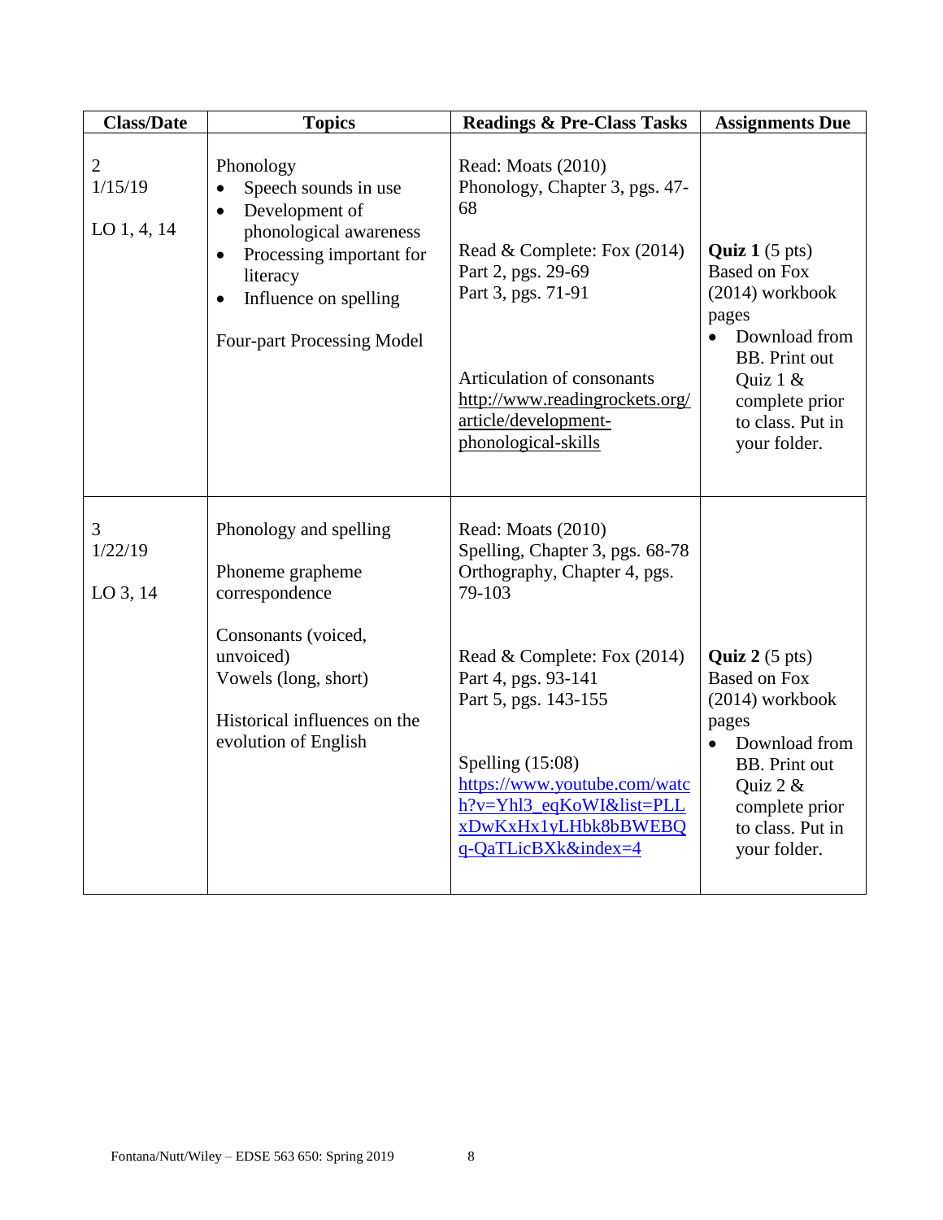| Class/Date | Topics | Readings & Pre-Class Tasks | Assignments Due |
|---|---|---|---|
| 2<br>1/15/19<br><br>LO 1, 4, 14 | Phonology<br>• Speech sounds in use<br>• Development of phonological awareness<br>• Processing important for literacy<br>• Influence on spelling<br><br>Four-part Processing Model | Read: Moats (2010)<br>Phonology, Chapter 3, pgs. 47-68<br><br>Read & Complete: Fox (2014)<br>Part 2, pgs. 29-69<br>Part 3, pgs. 71-91<br><br>Articulation of consonants<br>http://www.readingrockets.org/article/development-phonological-skills | **Quiz 1** (5 pts)<br>Based on Fox (2014) workbook pages<br>• Download from BB. Print out Quiz 1 & complete prior to class. Put in your folder. |
| 3<br>1/22/19<br><br>LO 3, 14 | Phonology and spelling<br><br>Phoneme grapheme correspondence<br><br>Consonants (voiced, unvoiced)<br>Vowels (long, short)<br><br>Historical influences on the evolution of English | Read: Moats (2010)<br>Spelling, Chapter 3, pgs. 68-78<br>Orthography, Chapter 4, pgs. 79-103<br><br>Read & Complete: Fox (2014)<br>Part 4, pgs. 93-141<br>Part 5, pgs. 143-155<br><br>Spelling (15:08)<br>https://www.youtube.com/watch?v=Yhl3_eqKoWI&list=PLLxDwKxHx1yLHbk8bBWEBQq-QaTLicBXk&index=4 | **Quiz 2** (5 pts)<br>Based on Fox (2014) workbook pages<br>• Download from BB. Print out Quiz 2 & complete prior to class. Put in your folder. |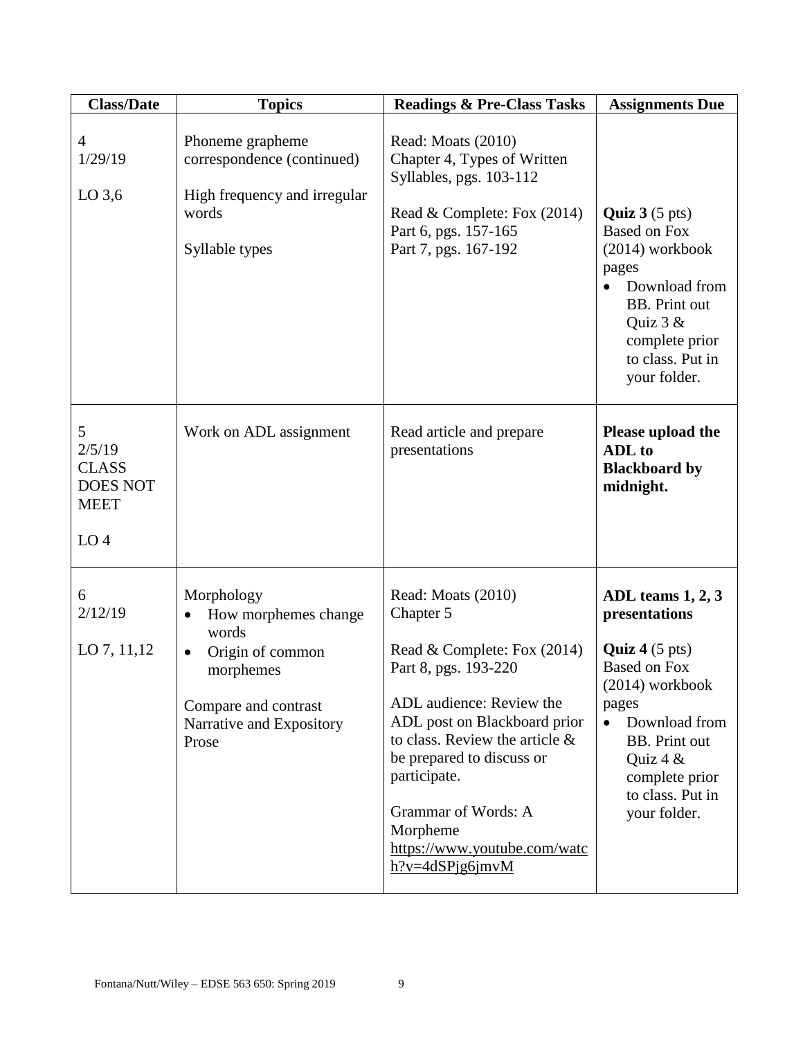| Class/Date | Topics | Readings & Pre-Class Tasks | Assignments Due |
|---|---|---|---|
| 4<br>1/29/19<br><br>LO 3,6 | Phoneme grapheme correspondence (continued)<br><br>High frequency and irregular words<br><br>Syllable types | Read: Moats (2010) Chapter 4, Types of Written Syllables, pgs. 103-112<br><br>Read & Complete: Fox (2014) Part 6, pgs. 157-165<br>Part 7, pgs. 167-192 | **Quiz 3** (5 pts) Based on Fox (2014) workbook pages<br>• Download from BB. Print out Quiz 3 & complete prior to class. Put in your folder. |
| 5<br>2/5/19<br>CLASS DOES NOT MEET<br><br>LO 4 | Work on ADL assignment | Read article and prepare presentations | **Please upload the ADL to Blackboard by midnight.** |
| 6<br>2/12/19<br><br>LO 7, 11,12 | Morphology<br>• How morphemes change words<br>• Origin of common morphemes<br><br>Compare and contrast Narrative and Expository Prose | Read: Moats (2010) Chapter 5<br><br>Read & Complete: Fox (2014) Part 8, pgs. 193-220<br><br>ADL audience: Review the ADL post on Blackboard prior to class. Review the article & be prepared to discuss or participate.<br><br>Grammar of Words: A Morpheme https://www.youtube.com/watch?v=4dSPjg6jmvM | **ADL teams 1, 2, 3 presentations**<br><br>**Quiz 4** (5 pts) Based on Fox (2014) workbook pages<br>• Download from BB. Print out Quiz 4 & complete prior to class. Put in your folder. |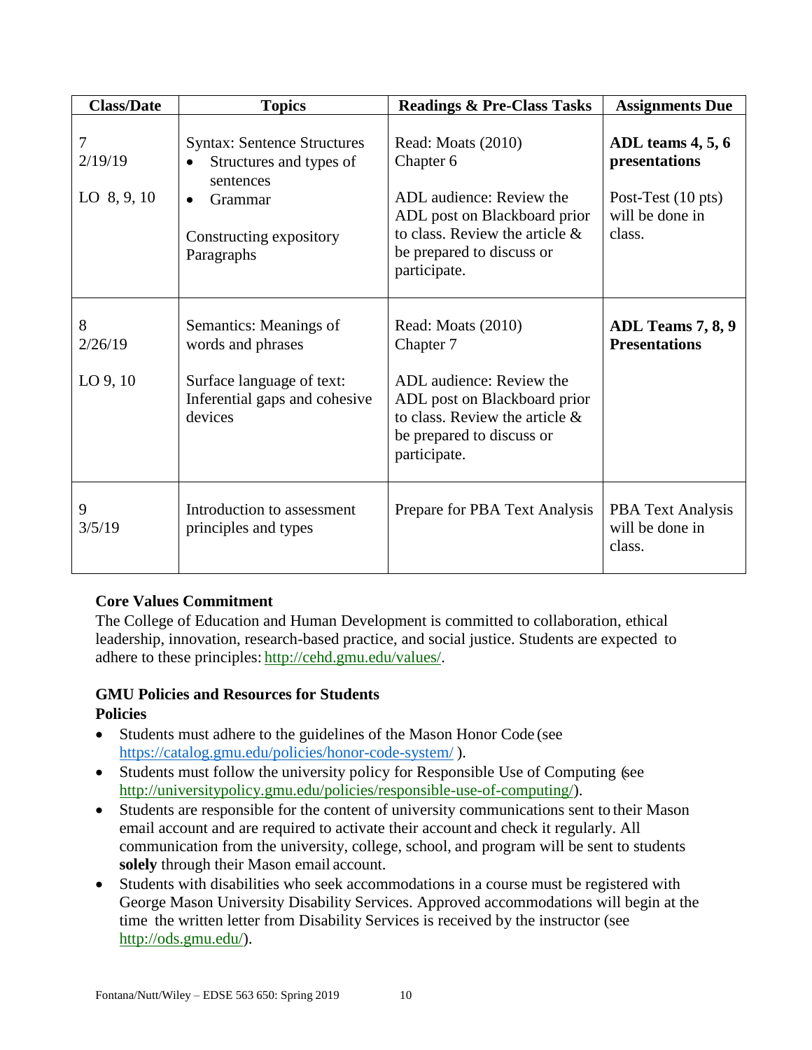| Class/Date | Topics | Readings & Pre-Class Tasks | Assignments Due |
|---|---|---|---|
| 7<br>2/19/19<br><br>LO 8, 9, 10 | Syntax: Sentence Structures<br>• Structures and types of sentences<br>• Grammar<br><br>Constructing expository Paragraphs | Read: Moats (2010) Chapter 6<br><br>ADL audience: Review the ADL post on Blackboard prior to class. Review the article & be prepared to discuss or participate. | **ADL teams 4, 5, 6 presentations**<br><br>Post-Test (10 pts) will be done in class. |
| 8<br>2/26/19<br><br>LO 9, 10 | Semantics: Meanings of words and phrases<br><br>Surface language of text: Inferential gaps and cohesive devices | Read: Moats (2010) Chapter 7<br><br>ADL audience: Review the ADL post on Blackboard prior to class. Review the article & be prepared to discuss or participate. | **ADL Teams 7, 8, 9 Presentations** |
| 9<br>3/5/19 | Introduction to assessment principles and types | Prepare for PBA Text Analysis | PBA Text Analysis will be done in class. |

**Core Values Commitment**

The College of Education and Human Development is committed to collaboration, ethical leadership, innovation, research-based practice, and social justice. Students are expected to adhere to these principles: http://cehd.gmu.edu/values/.

**GMU Policies and Resources for Students**

**Policies**

- Students must adhere to the guidelines of the Mason Honor Code (see https://catalog.gmu.edu/policies/honor-code-system/ ).
- Students must follow the university policy for Responsible Use of Computing (see http://universitypolicy.gmu.edu/policies/responsible-use-of-computing/).
- Students are responsible for the content of university communications sent to their Mason email account and are required to activate their account and check it regularly. All communication from the university, college, school, and program will be sent to students **solely** through their Mason email account.
- Students with disabilities who seek accommodations in a course must be registered with George Mason University Disability Services. Approved accommodations will begin at the time the written letter from Disability Services is received by the instructor (see http://ods.gmu.edu/).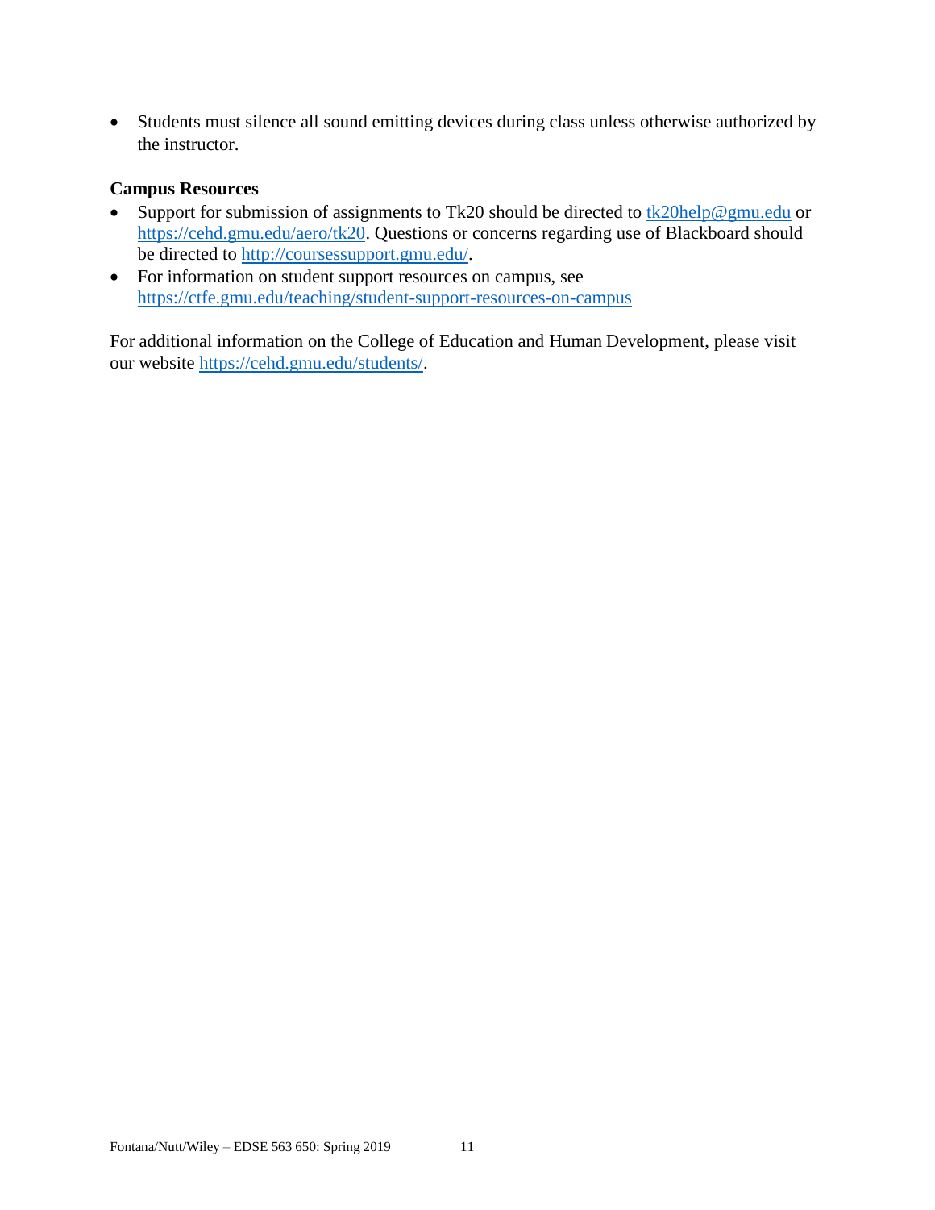- Students must silence all sound emitting devices during class unless otherwise authorized by the instructor.

**Campus Resources**

- Support for submission of assignments to Tk20 should be directed to tk20help@gmu.edu or https://cehd.gmu.edu/aero/tk20. Questions or concerns regarding use of Blackboard should be directed to http://coursessupport.gmu.edu/.
- For information on student support resources on campus, see https://ctfe.gmu.edu/teaching/student-support-resources-on-campus

For additional information on the College of Education and Human Development, please visit our website https://cehd.gmu.edu/students/.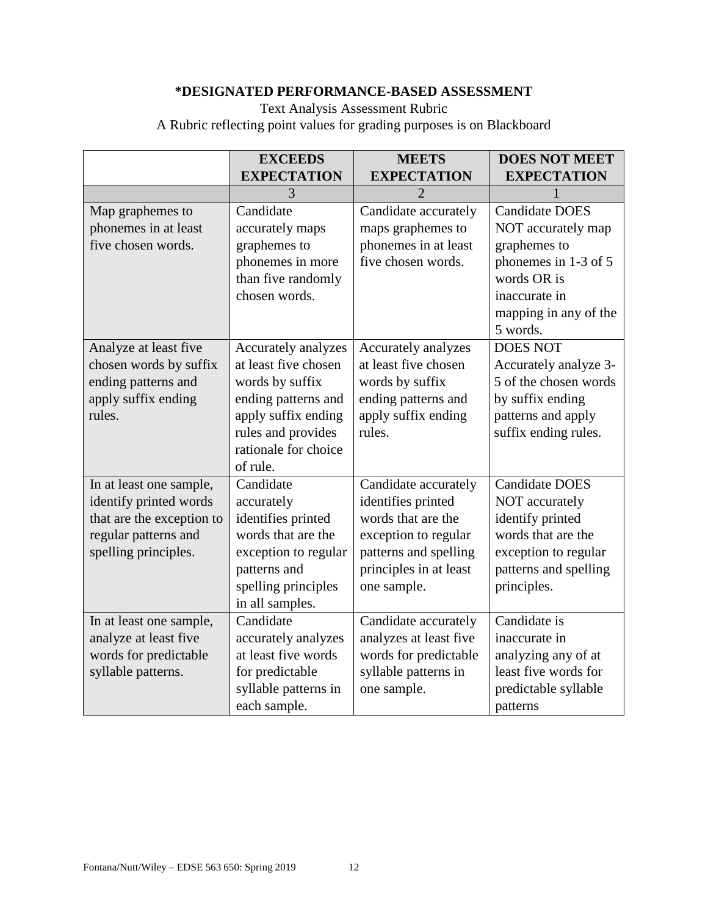**\*DESIGNATED PERFORMANCE-BASED ASSESSMENT**

Text Analysis Assessment Rubric

A Rubric reflecting point values for grading purposes is on Blackboard

| | **EXCEEDS EXPECTATION** | **MEETS EXPECTATION** | **DOES NOT MEET EXPECTATION** |
|---|---|---|---|
| | 3 | 2 | 1 |
| Map graphemes to phonemes in at least five chosen words. | Candidate accurately maps graphemes to phonemes in more than five randomly chosen words. | Candidate accurately maps graphemes to phonemes in at least five chosen words. | Candidate DOES NOT accurately map graphemes to phonemes in 1-3 of 5 words OR is inaccurate in mapping in any of the 5 words. |
| Analyze at least five chosen words by suffix ending patterns and apply suffix ending rules. | Accurately analyzes at least five chosen words by suffix ending patterns and apply suffix ending rules and provides rationale for choice of rule. | Accurately analyzes at least five chosen words by suffix ending patterns and apply suffix ending rules. | DOES NOT Accurately analyze 3-5 of the chosen words by suffix ending patterns and apply suffix ending rules. |
| In at least one sample, identify printed words that are the exception to regular patterns and spelling principles. | Candidate accurately identifies printed words that are the exception to regular patterns and spelling principles in all samples. | Candidate accurately identifies printed words that are the exception to regular patterns and spelling principles in at least one sample. | Candidate DOES NOT accurately identify printed words that are the exception to regular patterns and spelling principles. |
| In at least one sample, analyze at least five words for predictable syllable patterns. | Candidate accurately analyzes at least five words for predictable syllable patterns in each sample. | Candidate accurately analyzes at least five words for predictable syllable patterns in one sample. | Candidate is inaccurate in analyzing any of at least five words for predictable syllable patterns |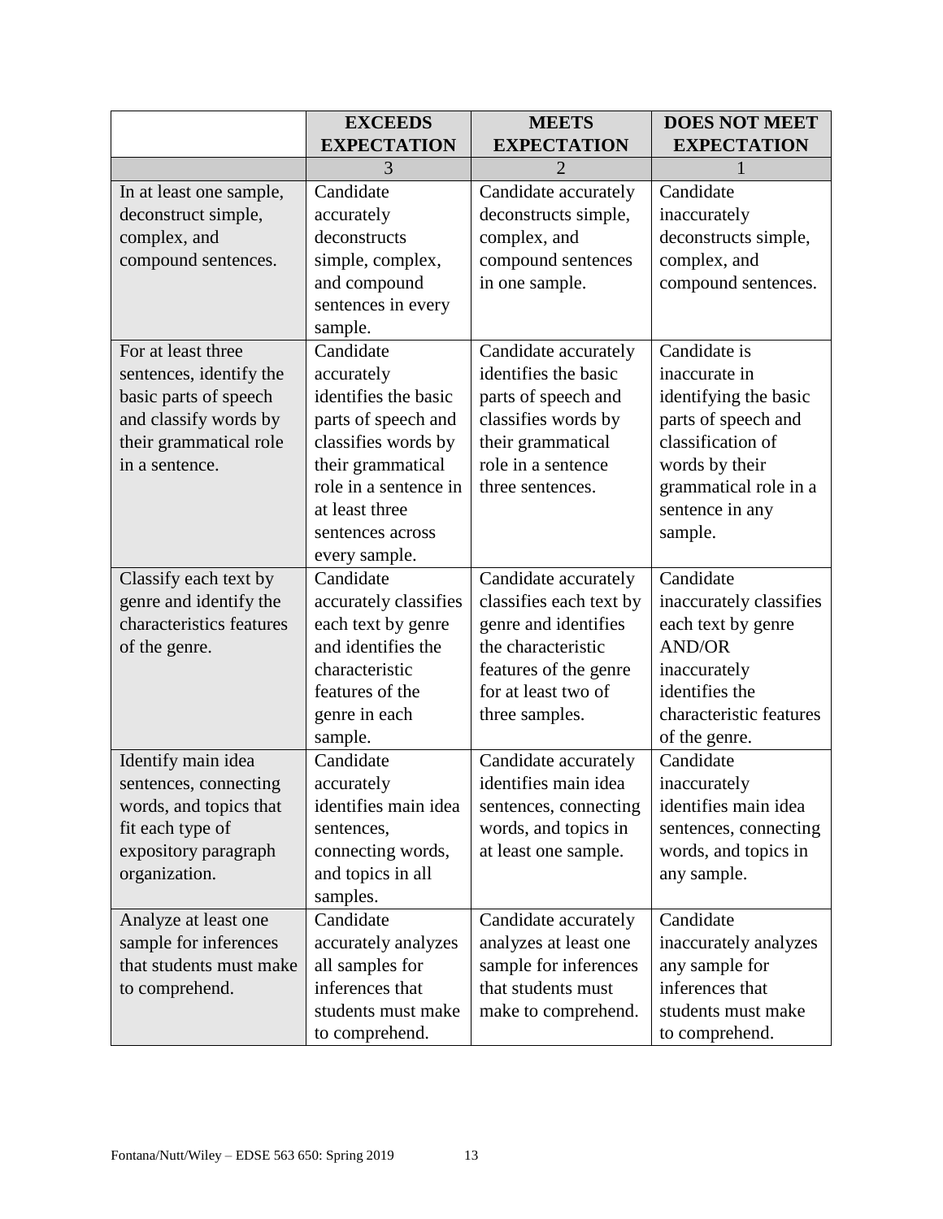| | EXCEEDS EXPECTATION | MEETS EXPECTATION | DOES NOT MEET EXPECTATION |
|---|---|---|---|
| | 3 | 2 | 1 |
| In at least one sample, deconstruct simple, complex, and compound sentences. | Candidate accurately deconstructs simple, complex, and compound sentences in every sample. | Candidate accurately deconstructs simple, complex, and compound sentences in one sample. | Candidate inaccurately deconstructs simple, complex, and compound sentences. |
| For at least three sentences, identify the basic parts of speech and classify words by their grammatical role in a sentence. | Candidate accurately identifies the basic parts of speech and classifies words by their grammatical role in a sentence in at least three sentences across every sample. | Candidate accurately identifies the basic parts of speech and classifies words by their grammatical role in a sentence three sentences. | Candidate is inaccurate in identifying the basic parts of speech and classification of words by their grammatical role in a sentence in any sample. |
| Classify each text by genre and identify the characteristics features of the genre. | Candidate accurately classifies each text by genre and identifies the characteristic features of the genre in each sample. | Candidate accurately classifies each text by genre and identifies the characteristic features of the genre for at least two of three samples. | Candidate inaccurately classifies each text by genre AND/OR inaccurately identifies the characteristic features of the genre. |
| Identify main idea sentences, connecting words, and topics that fit each type of expository paragraph organization. | Candidate accurately identifies main idea sentences, connecting words, and topics in all samples. | Candidate accurately identifies main idea sentences, connecting words, and topics in at least one sample. | Candidate inaccurately identifies main idea sentences, connecting words, and topics in any sample. |
| Analyze at least one sample for inferences that students must make to comprehend. | Candidate accurately analyzes all samples for inferences that students must make to comprehend. | Candidate accurately analyzes at least one sample for inferences that students must make to comprehend. | Candidate inaccurately analyzes any sample for inferences that students must make to comprehend. |